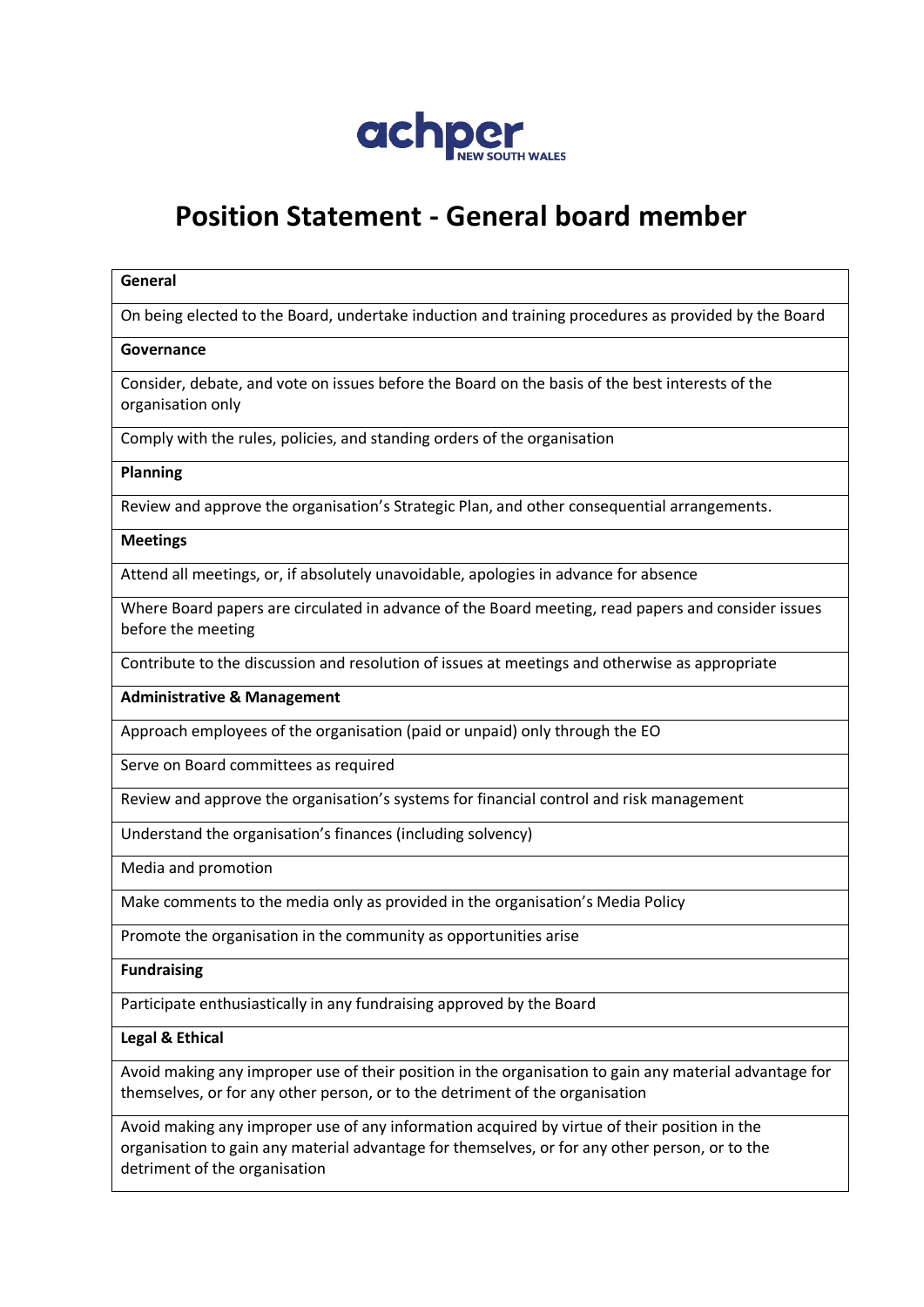achper NEW SOUTH WALES

# Position Statement - General board member

| **General** |
|---|
| On being elected to the Board, undertake induction and training procedures as provided by the Board |
| **Governance** |
| Consider, debate, and vote on issues before the Board on the basis of the best interests of the organisation only |
| Comply with the rules, policies, and standing orders of the organisation |
| **Planning** |
| Review and approve the organisation's Strategic Plan, and other consequential arrangements. |
| **Meetings** |
| Attend all meetings, or, if absolutely unavoidable, apologies in advance for absence |
| Where Board papers are circulated in advance of the Board meeting, read papers and consider issues before the meeting |
| Contribute to the discussion and resolution of issues at meetings and otherwise as appropriate |
| **Administrative & Management** |
| Approach employees of the organisation (paid or unpaid) only through the EO |
| Serve on Board committees as required |
| Review and approve the organisation's systems for financial control and risk management |
| Understand the organisation's finances (including solvency) |
| Media and promotion |
| Make comments to the media only as provided in the organisation's Media Policy |
| Promote the organisation in the community as opportunities arise |
| **Fundraising** |
| Participate enthusiastically in any fundraising approved by the Board |
| **Legal & Ethical** |
| Avoid making any improper use of their position in the organisation to gain any material advantage for themselves, or for any other person, or to the detriment of the organisation |
| Avoid making any improper use of any information acquired by virtue of their position in the organisation to gain any material advantage for themselves, or for any other person, or to the detriment of the organisation |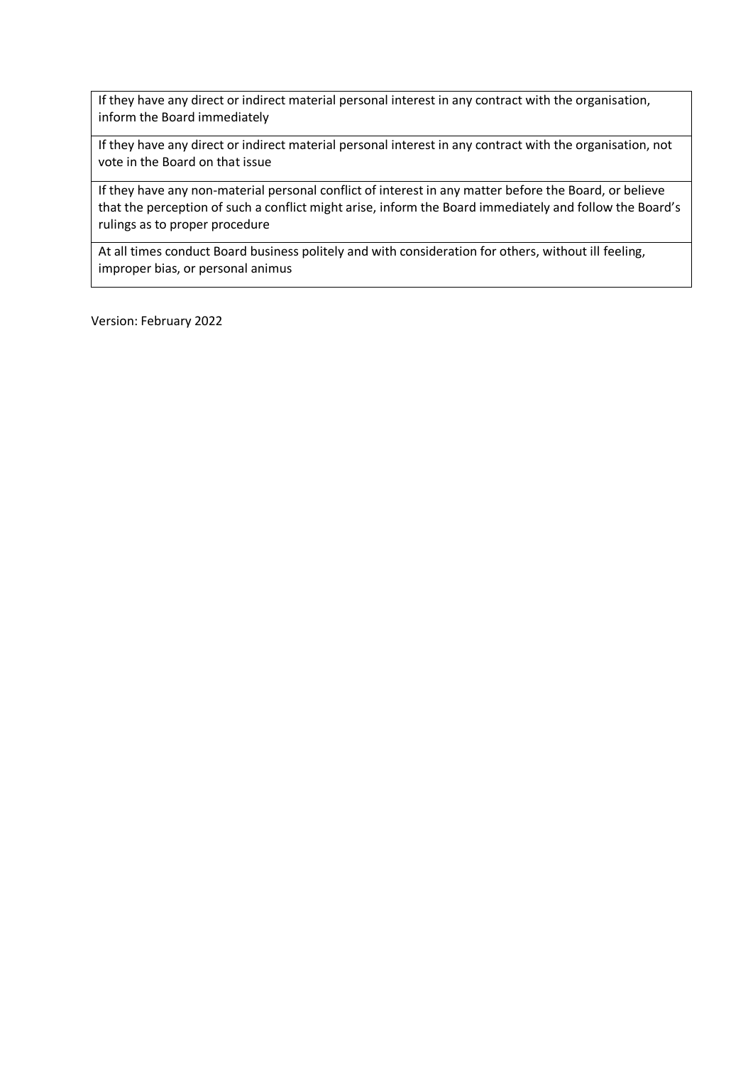| |
|---|
| If they have any direct or indirect material personal interest in any contract with the organisation, inform the Board immediately |
| If they have any direct or indirect material personal interest in any contract with the organisation, not vote in the Board on that issue |
| If they have any non-material personal conflict of interest in any matter before the Board, or believe that the perception of such a conflict might arise, inform the Board immediately and follow the Board's rulings as to proper procedure |
| At all times conduct Board business politely and with consideration for others, without ill feeling, improper bias, or personal animus |

Version: February 2022